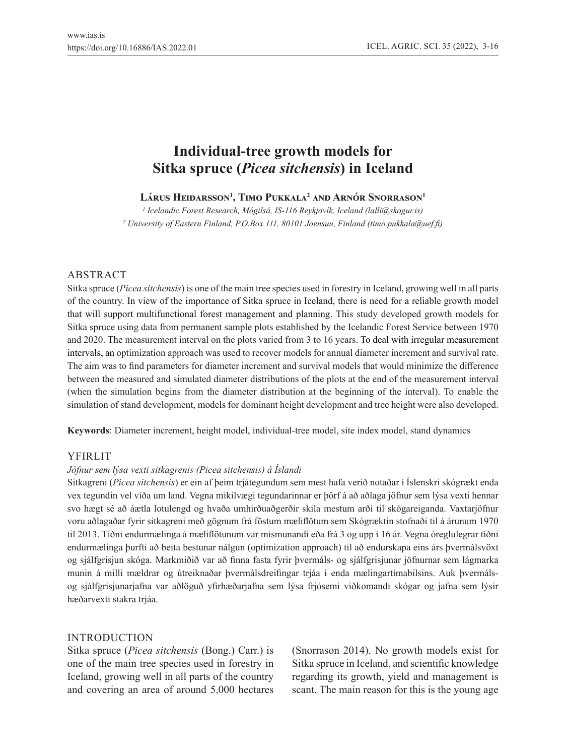# Individual-tree growth models for Sitka spruce (*Picea sitchensis*) in Iceland

**Lárus Heiðarsson[1], Timo Pukkala[2] and Arnór Snorrason[1]**

*[1] Icelandic Forest Research, Mógilsá, IS-116 Reykjavík, Iceland (lalli@skogur.is)*
*[2] University of Eastern Finland, P.O.Box 111, 80101 Joensuu, Finland (timo.pukkala@uef.fi)*

## ABSTRACT

Sitka spruce (*Picea sitchensis*) is one of the main tree species used in forestry in Iceland, growing well in all parts of the country. In view of the importance of Sitka spruce in Iceland, there is need for a reliable growth model that will support multifunctional forest management and planning. This study developed growth models for Sitka spruce using data from permanent sample plots established by the Icelandic Forest Service between 1970 and 2020. The measurement interval on the plots varied from 3 to 16 years. To deal with irregular measurement intervals, an optimization approach was used to recover models for annual diameter increment and survival rate. The aim was to find parameters for diameter increment and survival models that would minimize the difference between the measured and simulated diameter distributions of the plots at the end of the measurement interval (when the simulation begins from the diameter distribution at the beginning of the interval). To enable the simulation of stand development, models for dominant height development and tree height were also developed.

**Keywords**: Diameter increment, height model, individual-tree model, site index model, stand dynamics

## YFIRLIT

*Jöfnur sem lýsa vexti sitkagrenis (Picea sitchensis) á Íslandi*

Sitkagreni (*Picea sitchensis*) er ein af þeim trjátegundum sem mest hafa verið notaðar í Íslenskri skógrækt enda vex tegundin vel víða um land. Vegna mikilvægi tegundarinnar er þörf á að aðlaga jöfnur sem lýsa vexti hennar svo hægt sé að áætla lotulengd og hvaða umhirðuaðgerðir skila mestum arði til skógareiganda. Vaxtarjöfnur voru aðlagaðar fyrir sitkagreni með gögnum frá föstum mæliflötum sem Skógræktin stofnaði til á árunum 1970 til 2013. Tíðni endurmælinga á mæliflötunum var mismunandi eða frá 3 og upp í 16 ár. Vegna óreglulegrar tíðni endurmælinga þurfti að beita bestunar nálgun (optimization approach) til að endurskapa eins árs þvermálsvöxt og sjálfgrisjun skóga. Markmiðið var að finna fasta fyrir þvermáls- og sjálfgrisjunar jöfnurnar sem lágmarka munin á milli mældrar og útreiknaðar þvermálsdreifingar trjáa í enda mælingartímabilsins. Auk þvermáls- og sjálfgrisjunarjafna var aðlöguð yfirhæðarjafna sem lýsa frjósemi viðkomandi skógar og jafna sem lýsir hæðarvexti stakra trjáa.

## INTRODUCTION

Sitka spruce (*Picea sitchensis* (Bong.) Carr.) is one of the main tree species used in forestry in Iceland, growing well in all parts of the country and covering an area of around 5,000 hectares (Snorrason 2014). No growth models exist for Sitka spruce in Iceland, and scientific knowledge regarding its growth, yield and management is scant. The main reason for this is the young age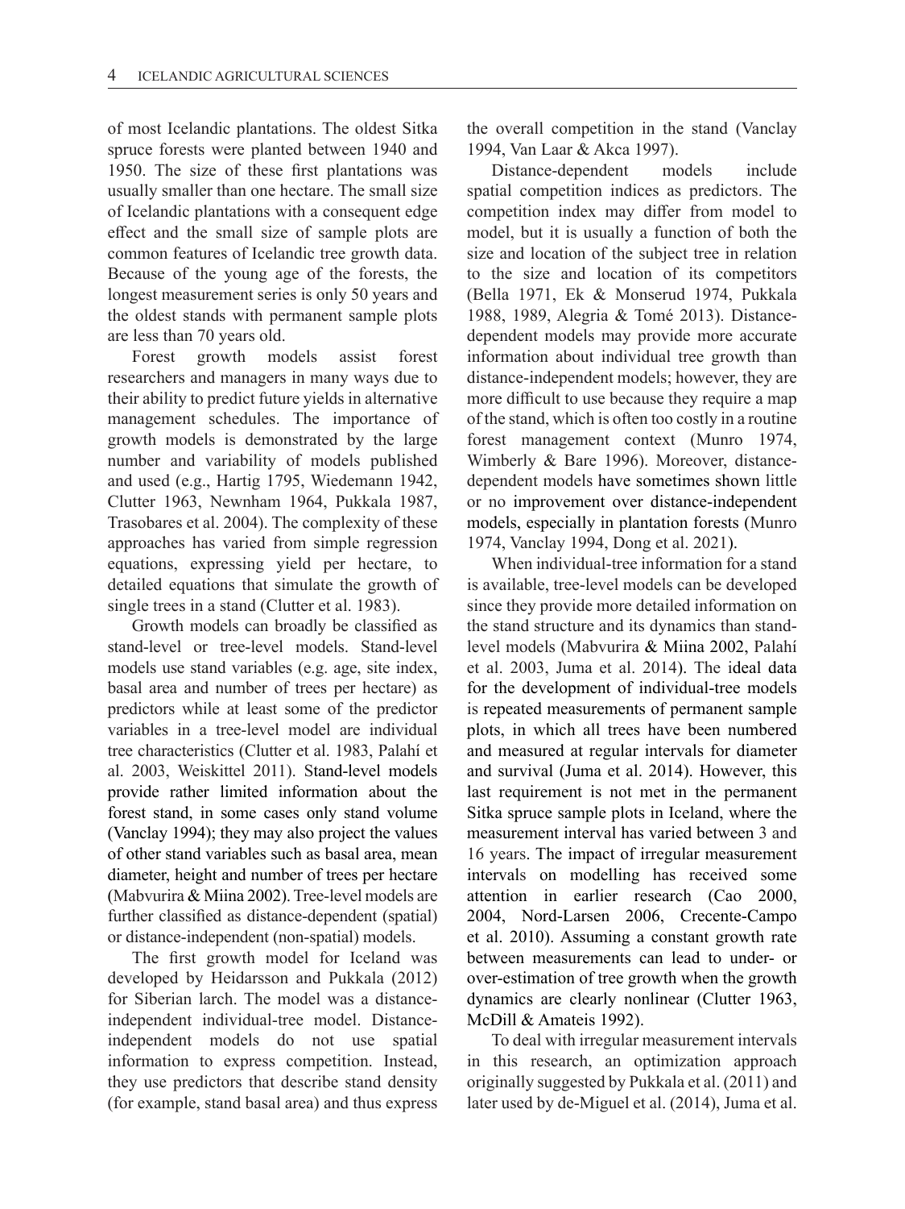of most Icelandic plantations. The oldest Sitka spruce forests were planted between 1940 and 1950. The size of these first plantations was usually smaller than one hectare. The small size of Icelandic plantations with a consequent edge effect and the small size of sample plots are common features of Icelandic tree growth data. Because of the young age of the forests, the longest measurement series is only 50 years and the oldest stands with permanent sample plots are less than 70 years old.

Forest growth models assist forest researchers and managers in many ways due to their ability to predict future yields in alternative management schedules. The importance of growth models is demonstrated by the large number and variability of models published and used (e.g., Hartig 1795, Wiedemann 1942, Clutter 1963, Newnham 1964, Pukkala 1987, Trasobares et al. 2004). The complexity of these approaches has varied from simple regression equations, expressing yield per hectare, to detailed equations that simulate the growth of single trees in a stand (Clutter et al. 1983).

Growth models can broadly be classified as stand-level or tree-level models. Stand-level models use stand variables (e.g. age, site index, basal area and number of trees per hectare) as predictors while at least some of the predictor variables in a tree-level model are individual tree characteristics (Clutter et al. 1983, Palahí et al. 2003, Weiskittel 2011). Stand-level models provide rather limited information about the forest stand, in some cases only stand volume (Vanclay 1994); they may also project the values of other stand variables such as basal area, mean diameter, height and number of trees per hectare (Mabvurira & Miina 2002). Tree-level models are further classified as distance-dependent (spatial) or distance-independent (non-spatial) models.

The first growth model for Iceland was developed by Heidarsson and Pukkala (2012) for Siberian larch. The model was a distance-independent individual-tree model. Distance-independent models do not use spatial information to express competition. Instead, they use predictors that describe stand density (for example, stand basal area) and thus express the overall competition in the stand (Vanclay 1994, Van Laar & Akca 1997).

Distance-dependent models include spatial competition indices as predictors. The competition index may differ from model to model, but it is usually a function of both the size and location of the subject tree in relation to the size and location of its competitors (Bella 1971, Ek & Monserud 1974, Pukkala 1988, 1989, Alegria & Tomé 2013). Distance-dependent models may provide more accurate information about individual tree growth than distance-independent models; however, they are more difficult to use because they require a map of the stand, which is often too costly in a routine forest management context (Munro 1974, Wimberly & Bare 1996). Moreover, distance-dependent models have sometimes shown little or no improvement over distance-independent models, especially in plantation forests (Munro 1974, Vanclay 1994, Dong et al. 2021).

When individual-tree information for a stand is available, tree-level models can be developed since they provide more detailed information on the stand structure and its dynamics than stand-level models (Mabvurira & Miina 2002, Palahí et al. 2003, Juma et al. 2014). The ideal data for the development of individual-tree models is repeated measurements of permanent sample plots, in which all trees have been numbered and measured at regular intervals for diameter and survival (Juma et al. 2014). However, this last requirement is not met in the permanent Sitka spruce sample plots in Iceland, where the measurement interval has varied between 3 and 16 years. The impact of irregular measurement intervals on modelling has received some attention in earlier research (Cao 2000, 2004, Nord-Larsen 2006, Crecente-Campo et al. 2010). Assuming a constant growth rate between measurements can lead to under- or over-estimation of tree growth when the growth dynamics are clearly nonlinear (Clutter 1963, McDill & Amateis 1992).

To deal with irregular measurement intervals in this research, an optimization approach originally suggested by Pukkala et al. (2011) and later used by de-Miguel et al. (2014), Juma et al.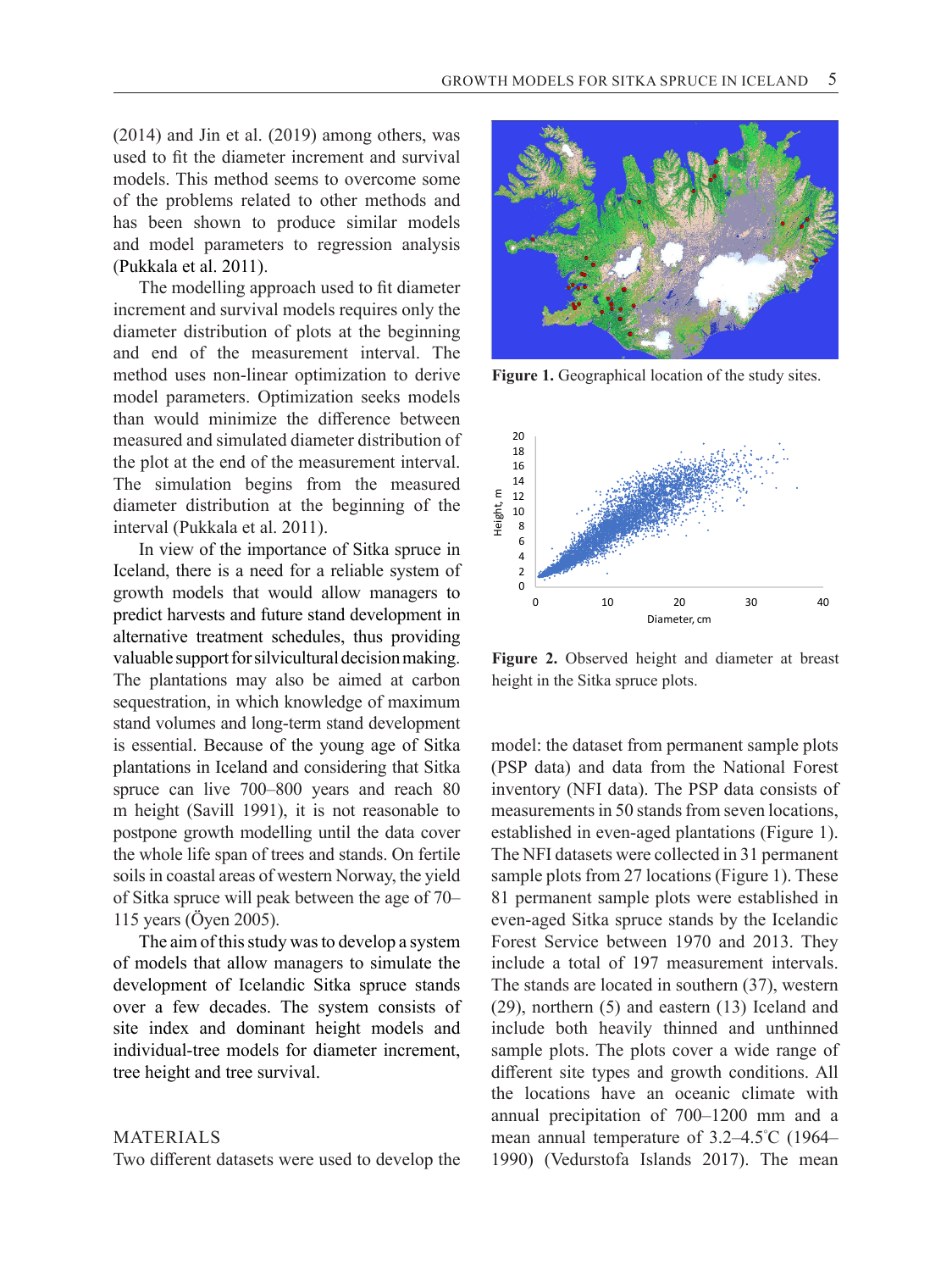(2014) and Jin et al. (2019) among others, was used to fit the diameter increment and survival models. This method seems to overcome some of the problems related to other methods and has been shown to produce similar models and model parameters to regression analysis (Pukkala et al. 2011).

The modelling approach used to fit diameter increment and survival models requires only the diameter distribution of plots at the beginning and end of the measurement interval. The method uses non-linear optimization to derive model parameters. Optimization seeks models than would minimize the difference between measured and simulated diameter distribution of the plot at the end of the measurement interval. The simulation begins from the measured diameter distribution at the beginning of the interval (Pukkala et al. 2011).

In view of the importance of Sitka spruce in Iceland, there is a need for a reliable system of growth models that would allow managers to predict harvests and future stand development in alternative treatment schedules, thus providing valuable support for silvicultural decision making. The plantations may also be aimed at carbon sequestration, in which knowledge of maximum stand volumes and long-term stand development is essential. Because of the young age of Sitka plantations in Iceland and considering that Sitka spruce can live 700–800 years and reach 80 m height (Savill 1991), it is not reasonable to postpone growth modelling until the data cover the whole life span of trees and stands. On fertile soils in coastal areas of western Norway, the yield of Sitka spruce will peak between the age of 70–115 years (Öyen 2005).

The aim of this study was to develop a system of models that allow managers to simulate the development of Icelandic Sitka spruce stands over a few decades. The system consists of site index and dominant height models and individual-tree models for diameter increment, tree height and tree survival.

## MATERIALS

Two different datasets were used to develop the model: the dataset from permanent sample plots (PSP data) and data from the National Forest inventory (NFI data). The PSP data consists of measurements in 50 stands from seven locations, established in even-aged plantations (Figure 1). The NFI datasets were collected in 31 permanent sample plots from 27 locations (Figure 1). These 81 permanent sample plots were established in even-aged Sitka spruce stands by the Icelandic Forest Service between 1970 and 2013. They include a total of 197 measurement intervals. The stands are located in southern (37), western (29), northern (5) and eastern (13) Iceland and include both heavily thinned and unthinned sample plots. The plots cover a wide range of different site types and growth conditions. All the locations have an oceanic climate with annual precipitation of 700–1200 mm and a mean annual temperature of 3.2–4.5°C (1964–1990) (Vedurstofa Islands 2017). The mean

**Figure 1.** Geographical location of the study sites.

**Figure 2.** Observed height and diameter at breast height in the Sitka spruce plots.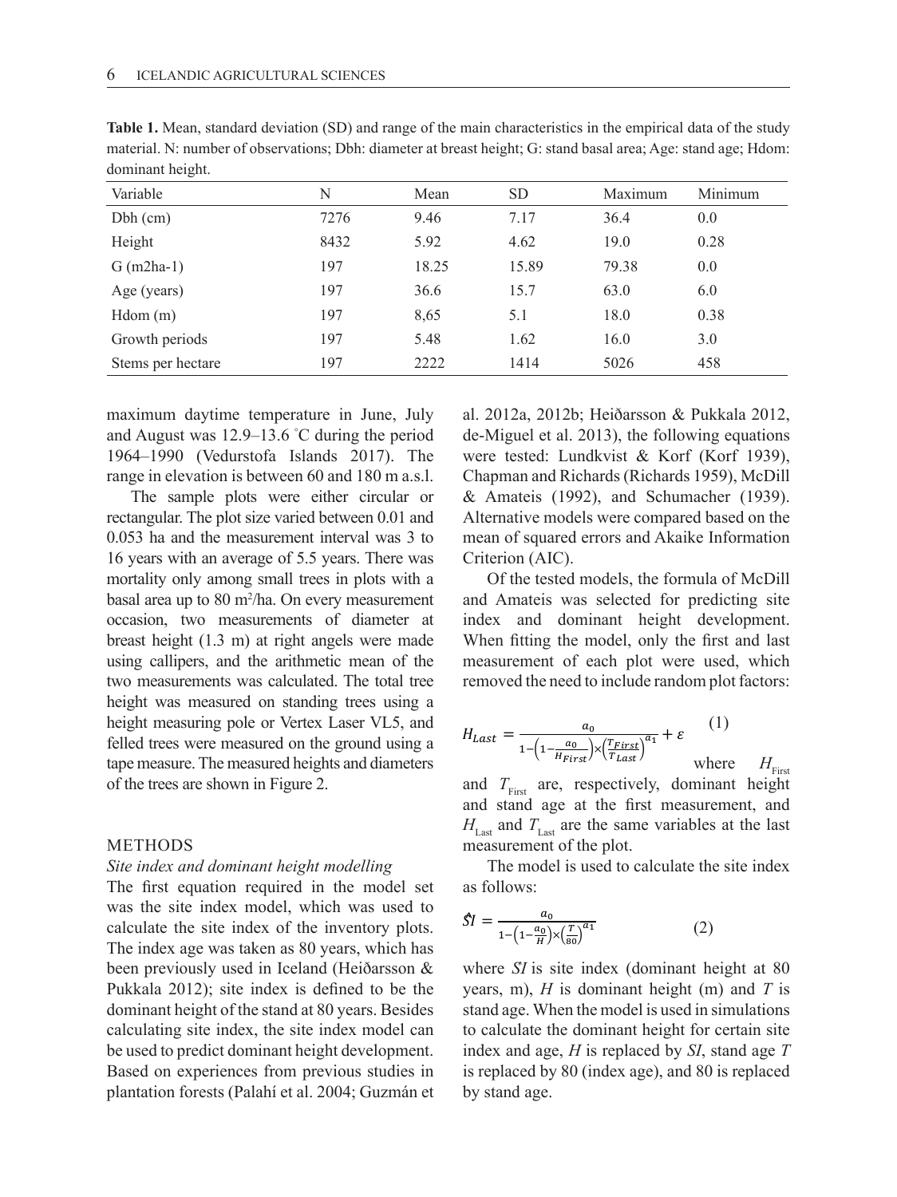**Table 1.** Mean, standard deviation (SD) and range of the main characteristics in the empirical data of the study material. N: number of observations; Dbh: diameter at breast height; G: stand basal area; Age: stand age; Hdom: dominant height.

| Variable | N | Mean | SD | Maximum | Minimum |
|---|---|---|---|---|---|
| Dbh (cm) | 7276 | 9.46 | 7.17 | 36.4 | 0.0 |
| Height | 8432 | 5.92 | 4.62 | 19.0 | 0.28 |
| G (m2ha-1) | 197 | 18.25 | 15.89 | 79.38 | 0.0 |
| Age (years) | 197 | 36.6 | 15.7 | 63.0 | 6.0 |
| Hdom (m) | 197 | 8,65 | 5.1 | 18.0 | 0.38 |
| Growth periods | 197 | 5.48 | 1.62 | 16.0 | 3.0 |
| Stems per hectare | 197 | 2222 | 1414 | 5026 | 458 |

maximum daytime temperature in June, July and August was 12.9–13.6 °C during the period 1964–1990 (Vedurstofa Islands 2017). The range in elevation is between 60 and 180 m a.s.l.

The sample plots were either circular or rectangular. The plot size varied between 0.01 and 0.053 ha and the measurement interval was 3 to 16 years with an average of 5.5 years. There was mortality only among small trees in plots with a basal area up to 80 m$^2$/ha. On every measurement occasion, two measurements of diameter at breast height (1.3 m) at right angels were made using callipers, and the arithmetic mean of the two measurements was calculated. The total tree height was measured on standing trees using a height measuring pole or Vertex Laser VL5, and felled trees were measured on the ground using a tape measure. The measured heights and diameters of the trees are shown in Figure 2.

## METHODS

### *Site index and dominant height modelling*

The first equation required in the model set was the site index model, which was used to calculate the site index of the inventory plots. The index age was taken as 80 years, which has been previously used in Iceland (Heiðarsson & Pukkala 2012); site index is defined to be the dominant height of the stand at 80 years. Besides calculating site index, the site index model can be used to predict dominant height development. Based on experiences from previous studies in plantation forests (Palahí et al. 2004; Guzmán et al. 2012a, 2012b; Heiðarsson & Pukkala 2012, de-Miguel et al. 2013), the following equations were tested: Lundkvist & Korf (Korf 1939), Chapman and Richards (Richards 1959), McDill & Amateis (1992), and Schumacher (1939). Alternative models were compared based on the mean of squared errors and Akaike Information Criterion (AIC).

Of the tested models, the formula of McDill and Amateis was selected for predicting site index and dominant height development. When fitting the model, only the first and last measurement of each plot were used, which removed the need to include random plot factors:

$$H_{Last} = \frac{a_0}{1-\left(1-\frac{a_0}{H_{First}}\right)\times\left(\frac{T_{First}}{T_{Last}}\right)^{a_1}} + \varepsilon \qquad (1)$$

where $H_{First}$ and $T_{First}$ are, respectively, dominant height and stand age at the first measurement, and $H_{Last}$ and $T_{Last}$ are the same variables at the last measurement of the plot.

The model is used to calculate the site index as follows:

$$\hat{SI} = \frac{a_0}{1-\left(1-\frac{a_0}{H}\right)\times\left(\frac{T}{80}\right)^{a_1}} \qquad (2)$$

where *SI* is site index (dominant height at 80 years, m), *H* is dominant height (m) and *T* is stand age. When the model is used in simulations to calculate the dominant height for certain site index and age, *H* is replaced by *SI*, stand age *T* is replaced by 80 (index age), and 80 is replaced by stand age.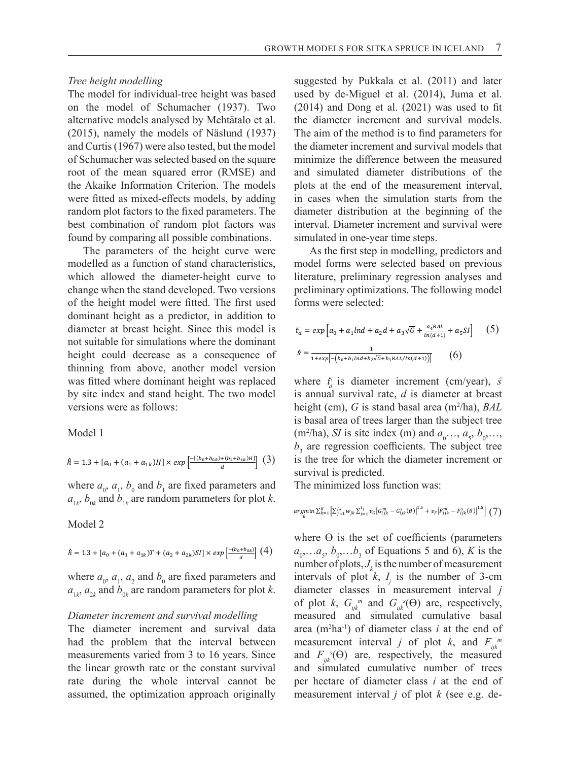*Tree height modelling*

The model for individual-tree height was based on the model of Schumacher (1937). Two alternative models analysed by Mehtätalo et al. (2015), namely the models of Näslund (1937) and Curtis (1967) were also tested, but the model of Schumacher was selected based on the square root of the mean squared error (RMSE) and the Akaike Information Criterion. The models were fitted as mixed-effects models, by adding random plot factors to the fixed parameters. The best combination of random plot factors was found by comparing all possible combinations.

The parameters of the height curve were modelled as a function of stand characteristics, which allowed the diameter-height curve to change when the stand developed. Two versions of the height model were fitted. The first used dominant height as a predictor, in addition to diameter at breast height. Since this model is not suitable for simulations where the dominant height could decrease as a consequence of thinning from above, another model version was fitted where dominant height was replaced by site index and stand height. The two model versions were as follows:

Model 1

$$\hat{h} = 1.3 + [a_0 + (a_1 + a_{1k})H] \times exp\left[\frac{-\{(b_0 + b_{0k}) + (b_1 + b_{1k})H\}}{d}\right] \quad (3)$$

where $a_0$, $a_1$, $b_0$ and $b_1$ are fixed parameters and $a_{1k}$, $b_{0k}$ and $b_{1k}$ are random parameters for plot $k$.

Model 2

$$\hat{h} = 1.3 + [a_0 + (a_1 + a_{1k})T + (a_2 + a_{2k})SI] \times exp\left[\frac{-(b_0 + b_{0k})}{d}\right] \quad (4)$$

where $a_0$, $a_1$, $a_2$ and $b_0$ are fixed parameters and $a_{1k}$, $a_{2k}$ and $b_{0k}$ are random parameters for plot $k$.

*Diameter increment and survival modelling*

The diameter increment and survival data had the problem that the interval between measurements varied from 3 to 16 years. Since the linear growth rate or the constant survival rate during the whole interval cannot be assumed, the optimization approach originally suggested by Pukkala et al. (2011) and later used by de-Miguel et al. (2014), Juma et al. (2014) and Dong et al. (2021) was used to fit the diameter increment and survival models. The aim of the method is to find parameters for the diameter increment and survival models that minimize the difference between the measured and simulated diameter distributions of the plots at the end of the measurement interval, in cases when the simulation starts from the diameter distribution at the beginning of the interval. Diameter increment and survival were simulated in one-year time steps.

As the first step in modelling, predictors and model forms were selected based on previous literature, preliminary regression analyses and preliminary optimizations. The following model forms were selected:

$$\hat{i}_d = exp\left[a_0 + a_1 lnd + a_2 d + a_3\sqrt{G} + \frac{a_4 BAL}{ln(d+1)} + a_5 SI\right] \quad (5)$$

$$\hat{s} = \frac{1}{1 + exp\left[-\left(b_0 + b_1 lnd + b_2\sqrt{G} + b_3 BAL/ln(d+1)\right)\right]} \quad (6)$$

where $\hat{i}_d$ is diameter increment (cm/year), $\hat{s}$ is annual survival rate, $d$ is diameter at breast height (cm), $G$ is stand basal area (m$^2$/ha), $BAL$ is basal area of trees larger than the subject tree (m$^2$/ha), $SI$ is site index (m) and $a_0$,…, $a_5$, $b_0$,…, $b_3$ are regression coefficients. The subject tree is the tree for which the diameter increment or survival is predicted.

The minimized loss function was:

$$\underset{\theta}{argmin} \sum_{k=1}^{K}\left[\sum_{j=1}^{J_k} w_{jk} \sum_{i=1}^{I_j} v_G \left|G_{ijk}^m - G_{ijk}^s(\theta)\right|^{1.5} + v_F \left|F_{ijk}^m - F_{ijk}^s(\theta)\right|^{1.5}\right] \quad (7)$$

where $\Theta$ is the set of coefficients (parameters $a_0$,…$a_5$, $b_0$,…$b_3$ of Equations 5 and 6), $K$ is the number of plots, $J_k$ is the number of measurement intervals of plot $k$, $I_j$ is the number of 3-cm diameter classes in measurement interval $j$ of plot $k$, $G_{ijk}^m$ and $G_{ijk}^s(\Theta)$ are, respectively, measured and simulated cumulative basal area (m$^2$ha$^{-1}$) of diameter class $i$ at the end of measurement interval $j$ of plot $k$, and $F_{ijk}^m$ and $F_{ijk}^s(\Theta)$ are, respectively, the measured and simulated cumulative number of trees per hectare of diameter class $i$ at the end of measurement interval $j$ of plot $k$ (see e.g. de-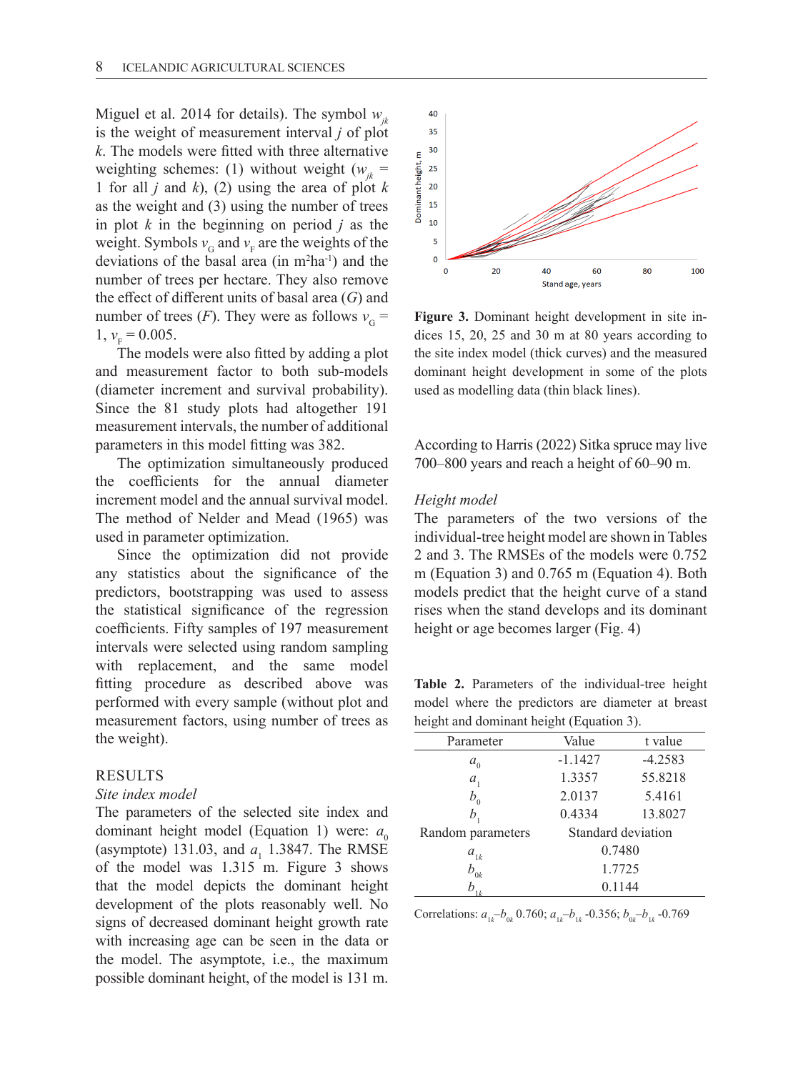Miguel et al. 2014 for details). The symbol $w_{jk}$ is the weight of measurement interval $j$ of plot $k$. The models were fitted with three alternative weighting schemes: (1) without weight ($w_{jk}$ = 1 for all $j$ and $k$), (2) using the area of plot $k$ as the weight and (3) using the number of trees in plot $k$ in the beginning on period $j$ as the weight. Symbols $v_G$ and $v_F$ are the weights of the deviations of the basal area (in m$^2$ha$^{-1}$) and the number of trees per hectare. They also remove the effect of different units of basal area ($G$) and number of trees ($F$). They were as follows $v_G$ = 1, $v_F$ = 0.005.

The models were also fitted by adding a plot and measurement factor to both sub-models (diameter increment and survival probability). Since the 81 study plots had altogether 191 measurement intervals, the number of additional parameters in this model fitting was 382.

The optimization simultaneously produced the coefficients for the annual diameter increment model and the annual survival model. The method of Nelder and Mead (1965) was used in parameter optimization.

Since the optimization did not provide any statistics about the significance of the predictors, bootstrapping was used to assess the statistical significance of the regression coefficients. Fifty samples of 197 measurement intervals were selected using random sampling with replacement, and the same model fitting procedure as described above was performed with every sample (without plot and measurement factors, using number of trees as the weight).

## RESULTS

### *Site index model*

The parameters of the selected site index and dominant height model (Equation 1) were: $a_0$ (asymptote) 131.03, and $a_1$ 1.3847. The RMSE of the model was 1.315 m. Figure 3 shows that the model depicts the dominant height development of the plots reasonably well. No signs of decreased dominant height growth rate with increasing age can be seen in the data or the model. The asymptote, i.e., the maximum possible dominant height, of the model is 131 m.

**Figure 3.** Dominant height development in site indices 15, 20, 25 and 30 m at 80 years according to the site index model (thick curves) and the measured dominant height development in some of the plots used as modelling data (thin black lines).

According to Harris (2022) Sitka spruce may live 700–800 years and reach a height of 60–90 m.

### *Height model*

The parameters of the two versions of the individual-tree height model are shown in Tables 2 and 3. The RMSEs of the models were 0.752 m (Equation 3) and 0.765 m (Equation 4). Both models predict that the height curve of a stand rises when the stand develops and its dominant height or age becomes larger (Fig. 4)

**Table 2.** Parameters of the individual-tree height model where the predictors are diameter at breast height and dominant height (Equation 3).

| Parameter | Value | t value |
|---|---|---|
| $a_0$ | -1.1427 | -4.2583 |
| $a_1$ | 1.3357 | 55.8218 |
| $b_0$ | 2.0137 | 5.4161 |
| $b_1$ | 0.4334 | 13.8027 |
| Random parameters | Standard deviation | |
| $a_{1k}$ | 0.7480 | |
| $b_{0k}$ | 1.7725 | |
| $b_{1k}$ | 0.1144 | |

Correlations: $a_{1k}$–$b_{0k}$ 0.760; $a_{1k}$–$b_{1k}$ -0.356; $b_{0k}$–$b_{1k}$ -0.769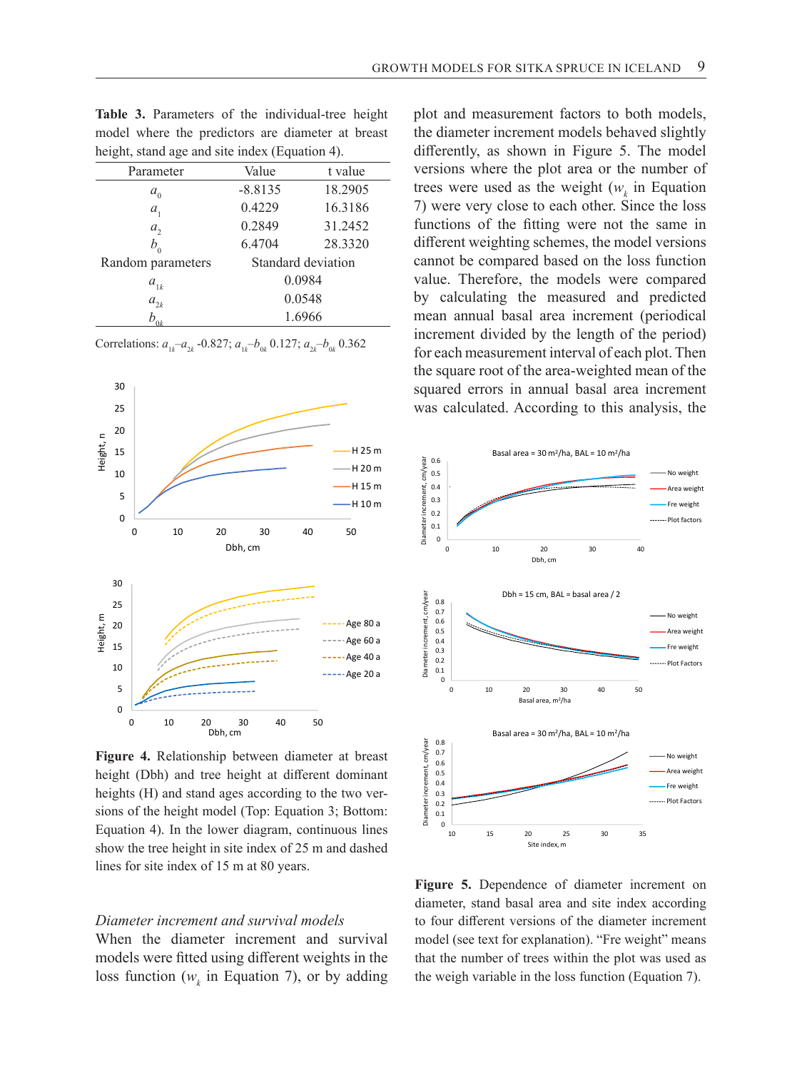**Table 3.** Parameters of the individual-tree height model where the predictors are diameter at breast height, stand age and site index (Equation 4).

| Parameter | Value | t value |
|---|---|---|
| $a_0$ | -8.8135 | 18.2905 |
| $a_1$ | 0.4229 | 16.3186 |
| $a_2$ | 0.2849 | 31.2452 |
| $b_0$ | 6.4704 | 28.3320 |
| Random parameters | Standard deviation | |
| $a_{1k}$ | 0.0984 | |
| $a_{2k}$ | 0.0548 | |
| $b_{0k}$ | 1.6966 | |

Correlations: $a_{1k}$–$a_{2k}$ -0.827; $a_{1k}$–$b_{0k}$ 0.127; $a_{2k}$–$b_{0k}$ 0.362

**Figure 4.** Relationship between diameter at breast height (Dbh) and tree height at different dominant heights (H) and stand ages according to the two versions of the height model (Top: Equation 3; Bottom: Equation 4). In the lower diagram, continuous lines show the tree height in site index of 25 m and dashed lines for site index of 15 m at 80 years.

*Diameter increment and survival models*

When the diameter increment and survival models were fitted using different weights in the loss function ($w_k$ in Equation 7), or by adding plot and measurement factors to both models, the diameter increment models behaved slightly differently, as shown in Figure 5. The model versions where the plot area or the number of trees were used as the weight ($w_k$ in Equation 7) were very close to each other. Since the loss functions of the fitting were not the same in different weighting schemes, the model versions cannot be compared based on the loss function value. Therefore, the models were compared by calculating the measured and predicted mean annual basal area increment (periodical increment divided by the length of the period) for each measurement interval of each plot. Then the square root of the area-weighted mean of the squared errors in annual basal area increment was calculated. According to this analysis, the

**Figure 5.** Dependence of diameter increment on diameter, stand basal area and site index according to four different versions of the diameter increment model (see text for explanation). "Fre weight" means that the number of trees within the plot was used as the weigh variable in the loss function (Equation 7).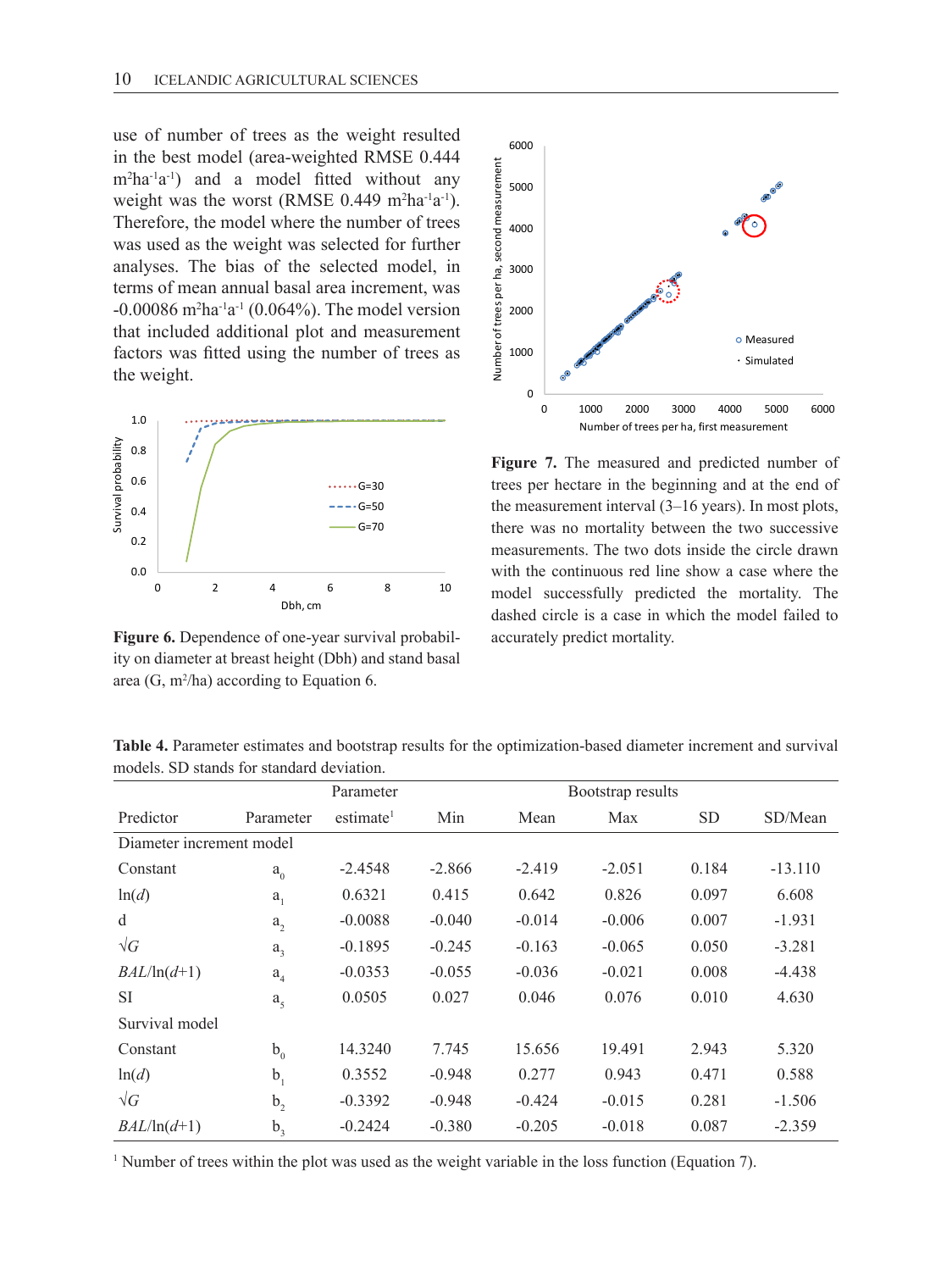use of number of trees as the weight resulted in the best model (area-weighted RMSE 0.444 $m^2ha^{-1}a^{-1}$) and a model fitted without any weight was the worst (RMSE 0.449 $m^2ha^{-1}a^{-1}$). Therefore, the model where the number of trees was used as the weight was selected for further analyses. The bias of the selected model, in terms of mean annual basal area increment, was -0.00086 $m^2ha^{-1}a^{-1}$ (0.064%). The model version that included additional plot and measurement factors was fitted using the number of trees as the weight.

**Figure 6.** Dependence of one-year survival probability on diameter at breast height (Dbh) and stand basal area (G, $m^2$/ha) according to Equation 6.

**Figure 7.** The measured and predicted number of trees per hectare in the beginning and at the end of the measurement interval (3–16 years). In most plots, there was no mortality between the two successive measurements. The two dots inside the circle drawn with the continuous red line show a case where the model successfully predicted the mortality. The dashed circle is a case in which the model failed to accurately predict mortality.

**Table 4.** Parameter estimates and bootstrap results for the optimization-based diameter increment and survival models. SD stands for standard deviation.

| Predictor | Parameter | Parameter estimate[1] | Bootstrap results | | | | |
|---|---|---|---|---|---|---|---|
| | | | Min | Mean | Max | SD | SD/Mean |
| Diameter increment model | | | | | | | |
| Constant | $a_0$ | -2.4548 | -2.866 | -2.419 | -2.051 | 0.184 | -13.110 |
| $\ln(d)$ | $a_1$ | 0.6321 | 0.415 | 0.642 | 0.826 | 0.097 | 6.608 |
| d | $a_2$ | -0.0088 | -0.040 | -0.014 | -0.006 | 0.007 | -1.931 |
| $\sqrt{G}$ | $a_3$ | -0.1895 | -0.245 | -0.163 | -0.065 | 0.050 | -3.281 |
| $BAL/\ln(d+1)$ | $a_4$ | -0.0353 | -0.055 | -0.036 | -0.021 | 0.008 | -4.438 |
| SI | $a_5$ | 0.0505 | 0.027 | 0.046 | 0.076 | 0.010 | 4.630 |
| Survival model | | | | | | | |
| Constant | $b_0$ | 14.3240 | 7.745 | 15.656 | 19.491 | 2.943 | 5.320 |
| $\ln(d)$ | $b_1$ | 0.3552 | -0.948 | 0.277 | 0.943 | 0.471 | 0.588 |
| $\sqrt{G}$ | $b_2$ | -0.3392 | -0.948 | -0.424 | -0.015 | 0.281 | -1.506 |
| $BAL/\ln(d+1)$ | $b_3$ | -0.2424 | -0.380 | -0.205 | -0.018 | 0.087 | -2.359 |

[1] Number of trees within the plot was used as the weight variable in the loss function (Equation 7).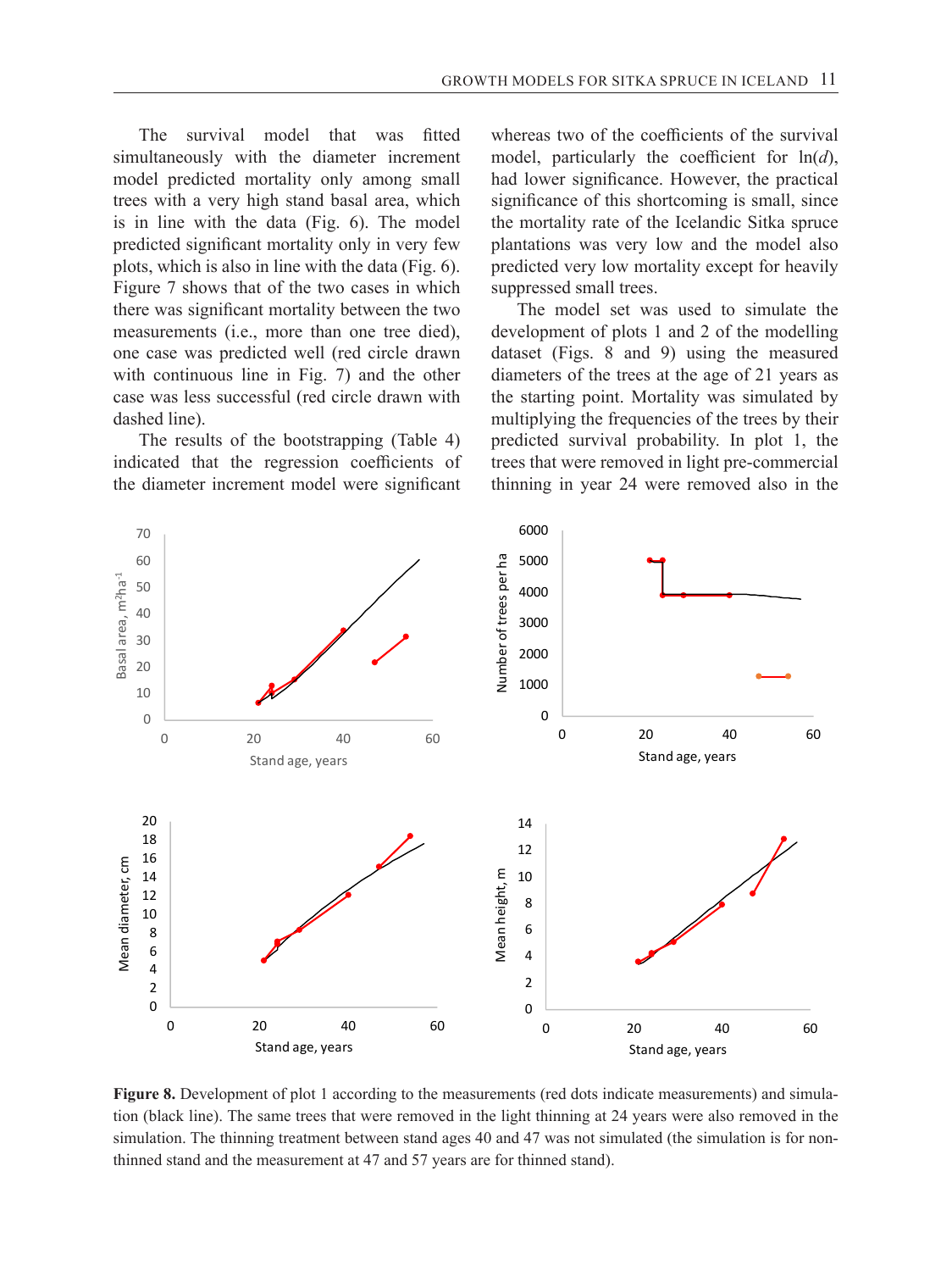The survival model that was fitted simultaneously with the diameter increment model predicted mortality only among small trees with a very high stand basal area, which is in line with the data (Fig. 6). The model predicted significant mortality only in very few plots, which is also in line with the data (Fig. 6). Figure 7 shows that of the two cases in which there was significant mortality between the two measurements (i.e., more than one tree died), one case was predicted well (red circle drawn with continuous line in Fig. 7) and the other case was less successful (red circle drawn with dashed line).

The results of the bootstrapping (Table 4) indicated that the regression coefficients of the diameter increment model were significant whereas two of the coefficients of the survival model, particularly the coefficient for ln($d$), had lower significance. However, the practical significance of this shortcoming is small, since the mortality rate of the Icelandic Sitka spruce plantations was very low and the model also predicted very low mortality except for heavily suppressed small trees.

The model set was used to simulate the development of plots 1 and 2 of the modelling dataset (Figs. 8 and 9) using the measured diameters of the trees at the age of 21 years as the starting point. Mortality was simulated by multiplying the frequencies of the trees by their predicted survival probability. In plot 1, the trees that were removed in light pre-commercial thinning in year 24 were removed also in the

**Figure 8.** Development of plot 1 according to the measurements (red dots indicate measurements) and simulation (black line). The same trees that were removed in the light thinning at 24 years were also removed in the simulation. The thinning treatment between stand ages 40 and 47 was not simulated (the simulation is for non-thinned stand and the measurement at 47 and 57 years are for thinned stand).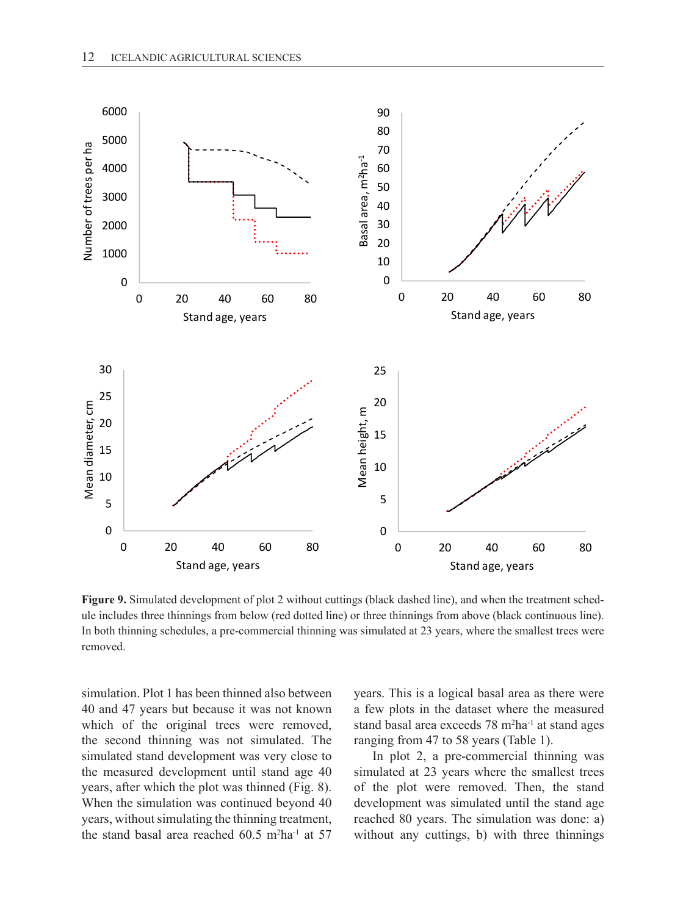**Figure 9.** Simulated development of plot 2 without cuttings (black dashed line), and when the treatment schedule includes three thinnings from below (red dotted line) or three thinnings from above (black continuous line). In both thinning schedules, a pre-commercial thinning was simulated at 23 years, where the smallest trees were removed.

simulation. Plot 1 has been thinned also between 40 and 47 years but because it was not known which of the original trees were removed, the second thinning was not simulated. The simulated stand development was very close to the measured development until stand age 40 years, after which the plot was thinned (Fig. 8). When the simulation was continued beyond 40 years, without simulating the thinning treatment, the stand basal area reached 60.5 $m^2ha^{-1}$ at 57 years. This is a logical basal area as there were a few plots in the dataset where the measured stand basal area exceeds 78 $m^2ha^{-1}$ at stand ages ranging from 47 to 58 years (Table 1).

In plot 2, a pre-commercial thinning was simulated at 23 years where the smallest trees of the plot were removed. Then, the stand development was simulated until the stand age reached 80 years. The simulation was done: a) without any cuttings, b) with three thinnings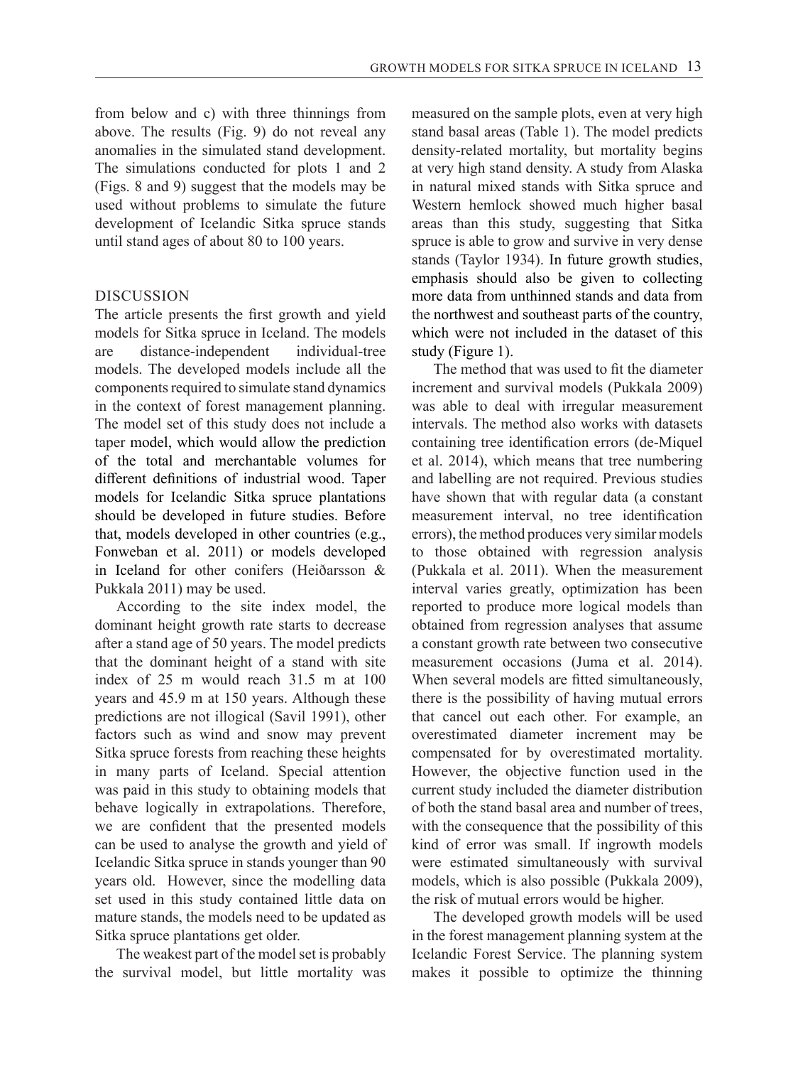from below and c) with three thinnings from above. The results (Fig. 9) do not reveal any anomalies in the simulated stand development. The simulations conducted for plots 1 and 2 (Figs. 8 and 9) suggest that the models may be used without problems to simulate the future development of Icelandic Sitka spruce stands until stand ages of about 80 to 100 years.

## DISCUSSION

The article presents the first growth and yield models for Sitka spruce in Iceland. The models are distance-independent individual-tree models. The developed models include all the components required to simulate stand dynamics in the context of forest management planning. The model set of this study does not include a taper model, which would allow the prediction of the total and merchantable volumes for different definitions of industrial wood. Taper models for Icelandic Sitka spruce plantations should be developed in future studies. Before that, models developed in other countries (e.g., Fonweban et al. 2011) or models developed in Iceland for other conifers (Heiðarsson & Pukkala 2011) may be used.

According to the site index model, the dominant height growth rate starts to decrease after a stand age of 50 years. The model predicts that the dominant height of a stand with site index of 25 m would reach 31.5 m at 100 years and 45.9 m at 150 years. Although these predictions are not illogical (Savil 1991), other factors such as wind and snow may prevent Sitka spruce forests from reaching these heights in many parts of Iceland. Special attention was paid in this study to obtaining models that behave logically in extrapolations. Therefore, we are confident that the presented models can be used to analyse the growth and yield of Icelandic Sitka spruce in stands younger than 90 years old. However, since the modelling data set used in this study contained little data on mature stands, the models need to be updated as Sitka spruce plantations get older.

The weakest part of the model set is probably the survival model, but little mortality was measured on the sample plots, even at very high stand basal areas (Table 1). The model predicts density-related mortality, but mortality begins at very high stand density. A study from Alaska in natural mixed stands with Sitka spruce and Western hemlock showed much higher basal areas than this study, suggesting that Sitka spruce is able to grow and survive in very dense stands (Taylor 1934). In future growth studies, emphasis should also be given to collecting more data from unthinned stands and data from the northwest and southeast parts of the country, which were not included in the dataset of this study (Figure 1).

The method that was used to fit the diameter increment and survival models (Pukkala 2009) was able to deal with irregular measurement intervals. The method also works with datasets containing tree identification errors (de-Miquel et al. 2014), which means that tree numbering and labelling are not required. Previous studies have shown that with regular data (a constant measurement interval, no tree identification errors), the method produces very similar models to those obtained with regression analysis (Pukkala et al. 2011). When the measurement interval varies greatly, optimization has been reported to produce more logical models than obtained from regression analyses that assume a constant growth rate between two consecutive measurement occasions (Juma et al. 2014). When several models are fitted simultaneously, there is the possibility of having mutual errors that cancel out each other. For example, an overestimated diameter increment may be compensated for by overestimated mortality. However, the objective function used in the current study included the diameter distribution of both the stand basal area and number of trees, with the consequence that the possibility of this kind of error was small. If ingrowth models were estimated simultaneously with survival models, which is also possible (Pukkala 2009), the risk of mutual errors would be higher.

The developed growth models will be used in the forest management planning system at the Icelandic Forest Service. The planning system makes it possible to optimize the thinning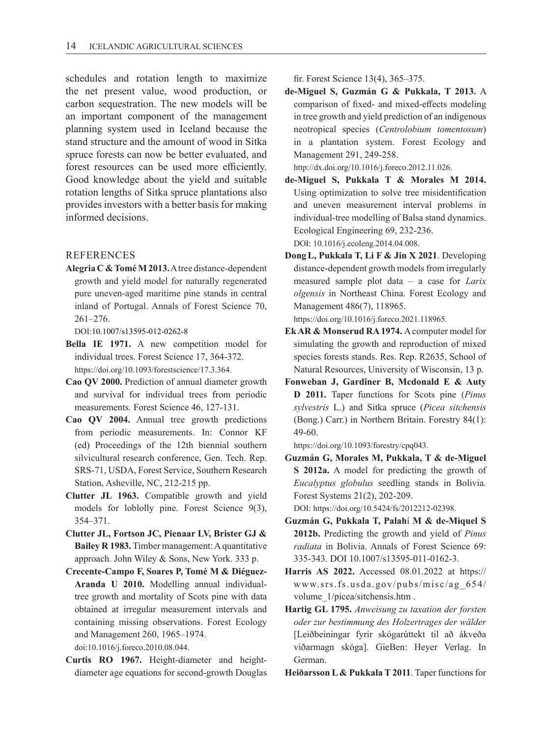schedules and rotation length to maximize the net present value, wood production, or carbon sequestration. The new models will be an important component of the management planning system used in Iceland because the stand structure and the amount of wood in Sitka spruce forests can now be better evaluated, and forest resources can be used more efficiently. Good knowledge about the yield and suitable rotation lengths of Sitka spruce plantations also provides investors with a better basis for making informed decisions.

## REFERENCES

**Alegria C & Tomé M 2013.** A tree distance-dependent growth and yield model for naturally regenerated pure uneven-aged maritime pine stands in central inland of Portugal. Annals of Forest Science 70, 261–276. DOI:10.1007/s13595-012-0262-8

**Bella IE 1971.** A new competition model for individual trees. Forest Science 17, 364-372. https://doi.org/10.1093/forestscience/17.3.364.

**Cao QV 2000.** Prediction of annual diameter growth and survival for individual trees from periodic measurements. Forest Science 46, 127-131.

**Cao QV 2004.** Annual tree growth predictions from periodic measurements. In: Connor KF (ed) Proceedings of the 12th biennial southern silvicultural research conference, Gen. Tech. Rep. SRS-71, USDA, Forest Service, Southern Research Station, Asheville, NC, 212-215 pp.

**Clutter JL 1963.** Compatible growth and yield models for loblolly pine. Forest Science 9(3), 354–371.

**Clutter JL, Fortson JC, Pienaar LV, Brister GJ & Bailey R 1983.** Timber management: A quantitative approach. John Wiley & Sons, New York. 333 p.

**Crecente-Campo F, Soares P, Tomé M & Diéguez-Aranda U 2010.** Modelling annual individual-tree growth and mortality of Scots pine with data obtained at irregular measurement intervals and containing missing observations. Forest Ecology and Management 260, 1965–1974. doi:10.1016/j.foreco.2010.08.044.

**Curtis RO 1967.** Height-diameter and height-diameter age equations for second-growth Douglas fir. Forest Science 13(4), 365–375.

**de-Miguel S, Guzmán G & Pukkala, T 2013.** A comparison of fixed- and mixed-effects modeling in tree growth and yield prediction of an indigenous neotropical species (*Centrolobium tomentosum*) in a plantation system. Forest Ecology and Management 291, 249-258. http://dx.doi.org/10.1016/j.foreco.2012.11.026.

**de-Miguel S, Pukkala T & Morales M 2014.** Using optimization to solve tree misidentification and uneven measurement interval problems in individual-tree modelling of Balsa stand dynamics. Ecological Engineering 69, 232-236. DOI: 10.1016/j.ecoleng.2014.04.008.

**Dong L, Pukkala T, Li F & Jin X 2021**. Developing distance-dependent growth models from irregularly measured sample plot data – a case for *Larix olgensis* in Northeast China. Forest Ecology and Management 486(7), 118965. https://doi.org/10.1016/j.foreco.2021.118965.

**Ek AR & Monserud RA 1974.** A computer model for simulating the growth and reproduction of mixed species forests stands. Res. Rep. R2635, School of Natural Resources, University of Wisconsin, 13 p.

**Fonweban J, Gardiner B, Mcdonald E & Auty D 2011.** Taper functions for Scots pine (*Pinus sylvestris* L.) and Sitka spruce (*Picea sitchensis* (Bong.) Carr.) in Northern Britain. Forestry 84(1): 49-60. https://doi.org/10.1093/forestry/cpq043.

**Guzmán G, Morales M, Pukkala, T & de-Miguel S 2012a.** A model for predicting the growth of *Eucalyptus globulus* seedling stands in Bolivia. Forest Systems 21(2), 202-209. DOI: https://doi.org/10.5424/fs/2012212-02398.

**Guzmán G, Pukkala T, Palahí M & de-Miquel S 2012b.** Predicting the growth and yield of *Pinus radiata* in Bolivia. Annals of Forest Science 69: 335-343. DOI 10.1007/s13595-011-0162-3.

**Harris AS 2022.** Accessed 08.01.2022 at https://www.srs.fs.usda.gov/pubs/misc/ag_654/volume_1/picea/sitchensis.htm .

**Hartig GL 1795.** *Anweisung zu taxation der forsten oder zur bestimmung des Holzertrages der wälder* [Leiðbeiningar fyrir skógarúttekt til að ákveða viðarmagn skóga]. GieBen: Heyer Verlag. In German.

**Heiðarsson L & Pukkala T 2011**. Taper functions for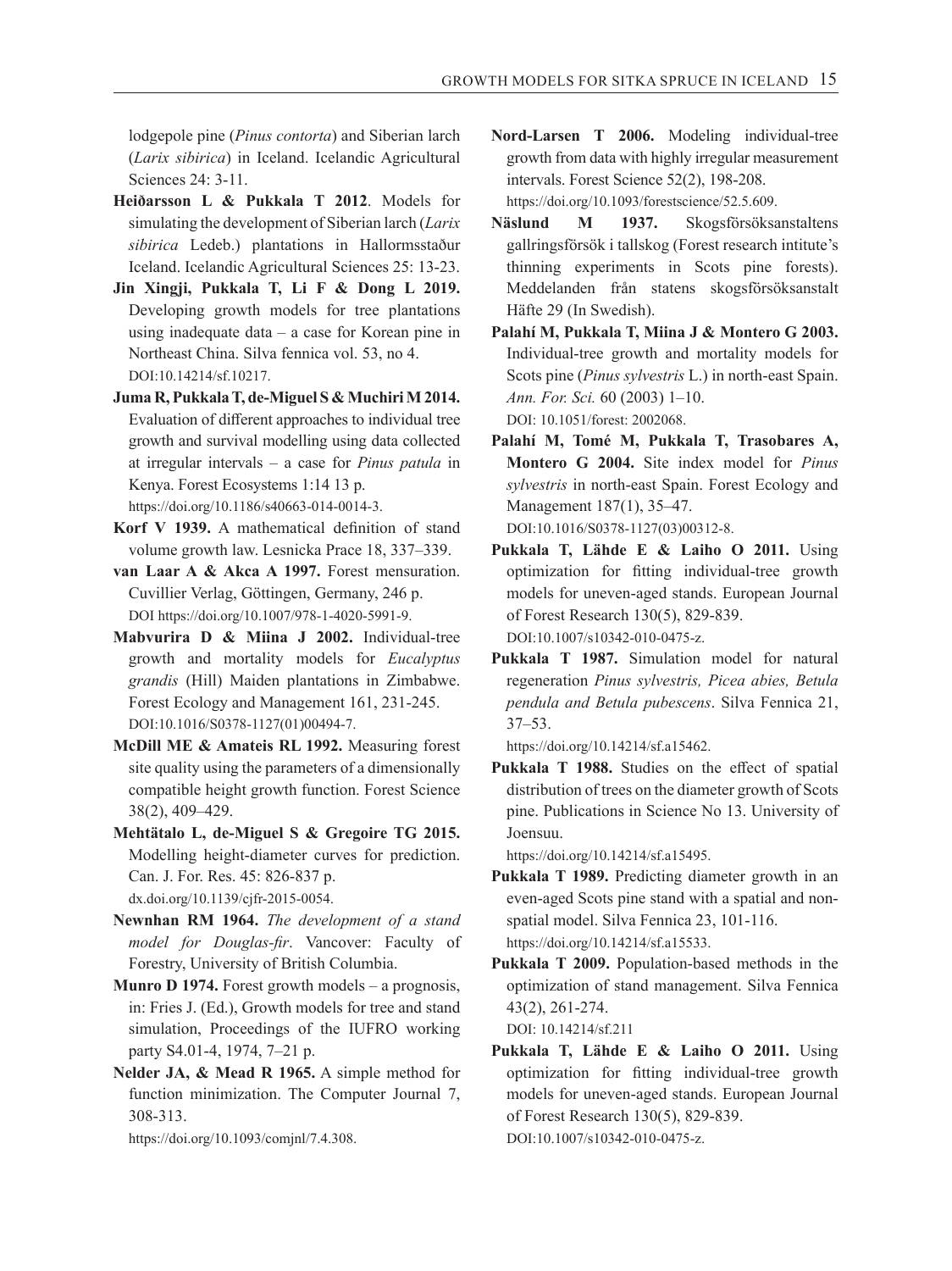lodgepole pine (*Pinus contorta*) and Siberian larch (*Larix sibirica*) in Iceland. Icelandic Agricultural Sciences 24: 3-11.

**Heiðarsson L & Pukkala T 2012**. Models for simulating the development of Siberian larch (*Larix sibirica* Ledeb.) plantations in Hallormsstaður Iceland. Icelandic Agricultural Sciences 25: 13-23.

**Jin Xingji, Pukkala T, Li F & Dong L 2019.** Developing growth models for tree plantations using inadequate data – a case for Korean pine in Northeast China. Silva fennica vol. 53, no 4. DOI:10.14214/sf.10217.

**Juma R, Pukkala T, de-Miguel S & Muchiri M 2014.** Evaluation of different approaches to individual tree growth and survival modelling using data collected at irregular intervals – a case for *Pinus patula* in Kenya. Forest Ecosystems 1:14 13 p. https://doi.org/10.1186/s40663-014-0014-3.

**Korf V 1939.** A mathematical definition of stand volume growth law. Lesnicka Prace 18, 337–339.

**van Laar A & Akca A 1997.** Forest mensuration. Cuvillier Verlag, Göttingen, Germany, 246 p. DOI https://doi.org/10.1007/978-1-4020-5991-9.

**Mabvurira D & Miina J 2002.** Individual-tree growth and mortality models for *Eucalyptus grandis* (Hill) Maiden plantations in Zimbabwe. Forest Ecology and Management 161, 231-245. DOI:10.1016/S0378-1127(01)00494-7.

**McDill ME & Amateis RL 1992.** Measuring forest site quality using the parameters of a dimensionally compatible height growth function. Forest Science 38(2), 409–429.

**Mehtätalo L, de-Miguel S & Gregoire TG 2015.** Modelling height-diameter curves for prediction. Can. J. For. Res. 45: 826-837 p. dx.doi.org/10.1139/cjfr-2015-0054.

**Newnhan RM 1964.** *The development of a stand model for Douglas-fir*. Vancover: Faculty of Forestry, University of British Columbia.

**Munro D 1974.** Forest growth models – a prognosis, in: Fries J. (Ed.), Growth models for tree and stand simulation, Proceedings of the IUFRO working party S4.01-4, 1974, 7–21 p.

**Nelder JA, & Mead R 1965.** A simple method for function minimization. The Computer Journal 7, 308-313. https://doi.org/10.1093/comjnl/7.4.308.

**Nord-Larsen T 2006.** Modeling individual-tree growth from data with highly irregular measurement intervals. Forest Science 52(2), 198-208. https://doi.org/10.1093/forestscience/52.5.609.

**Näslund M 1937.** Skogsförsöksanstaltens gallringsförsök i tallskog (Forest research intitute's thinning experiments in Scots pine forests). Meddelanden från statens skogsförsöksanstalt Häfte 29 (In Swedish).

**Palahí M, Pukkala T, Miina J & Montero G 2003.** Individual-tree growth and mortality models for Scots pine (*Pinus sylvestris* L.) in north-east Spain. *Ann. For. Sci.* 60 (2003) 1–10. DOI: 10.1051/forest: 2002068.

**Palahí M, Tomé M, Pukkala T, Trasobares A, Montero G 2004.** Site index model for *Pinus sylvestris* in north-east Spain. Forest Ecology and Management 187(1), 35–47. DOI:10.1016/S0378-1127(03)00312-8.

**Pukkala T, Lähde E & Laiho O 2011.** Using optimization for fitting individual-tree growth models for uneven-aged stands. European Journal of Forest Research 130(5), 829-839. DOI:10.1007/s10342-010-0475-z.

**Pukkala T 1987.** Simulation model for natural regeneration *Pinus sylvestris, Picea abies, Betula pendula and Betula pubescens*. Silva Fennica 21, 37–53. https://doi.org/10.14214/sf.a15462.

**Pukkala T 1988.** Studies on the effect of spatial distribution of trees on the diameter growth of Scots pine. Publications in Science No 13. University of Joensuu. https://doi.org/10.14214/sf.a15495.

**Pukkala T 1989.** Predicting diameter growth in an even-aged Scots pine stand with a spatial and non-spatial model. Silva Fennica 23, 101-116. https://doi.org/10.14214/sf.a15533.

**Pukkala T 2009.** Population-based methods in the optimization of stand management. Silva Fennica 43(2), 261-274. DOI: 10.14214/sf.211

**Pukkala T, Lähde E & Laiho O 2011.** Using optimization for fitting individual-tree growth models for uneven-aged stands. European Journal of Forest Research 130(5), 829-839. DOI:10.1007/s10342-010-0475-z.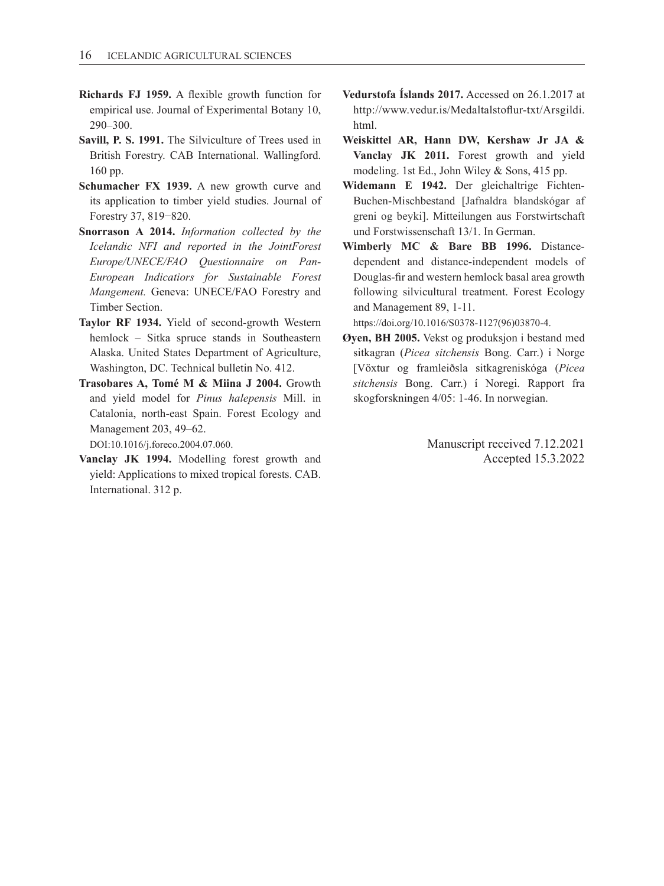**Richards FJ 1959.** A flexible growth function for empirical use. Journal of Experimental Botany 10, 290–300.

**Savill, P. S. 1991.** The Silviculture of Trees used in British Forestry. CAB International. Wallingford. 160 pp.

**Schumacher FX 1939.** A new growth curve and its application to timber yield studies. Journal of Forestry 37, 819−820.

**Snorrason A 2014.** *Information collected by the Icelandic NFI and reported in the JointForest Europe/UNECE/FAO Questionnaire on Pan-European Indicatiors for Sustainable Forest Mangement.* Geneva: UNECE/FAO Forestry and Timber Section.

**Taylor RF 1934.** Yield of second-growth Western hemlock – Sitka spruce stands in Southeastern Alaska. United States Department of Agriculture, Washington, DC. Technical bulletin No. 412.

**Trasobares A, Tomé M & Miina J 2004.** Growth and yield model for *Pinus halepensis* Mill. in Catalonia, north-east Spain. Forest Ecology and Management 203, 49–62. DOI:10.1016/j.foreco.2004.07.060.

**Vanclay JK 1994.** Modelling forest growth and yield: Applications to mixed tropical forests. CAB. International. 312 p.

**Vedurstofa Íslands 2017.** Accessed on 26.1.2017 at http://www.vedur.is/Medaltalstoflur-txt/Arsgildi.html.

**Weiskittel AR, Hann DW, Kershaw Jr JA & Vanclay JK 2011.** Forest growth and yield modeling. 1st Ed., John Wiley & Sons, 415 pp.

**Widemann E 1942.** Der gleichaltrige Fichten-Buchen-Mischbestand [Jafnaldra blandskógar af greni og beyki]. Mitteilungen aus Forstwirtschaft und Forstwissenschaft 13/1. In German.

**Wimberly MC & Bare BB 1996.** Distance-dependent and distance-independent models of Douglas-fir and western hemlock basal area growth following silvicultural treatment. Forest Ecology and Management 89, 1-11. https://doi.org/10.1016/S0378-1127(96)03870-4.

**Øyen, BH 2005.** Vekst og produksjon i bestand med sitkagran (*Picea sitchensis* Bong. Carr.) i Norge [Vöxtur og framleiðsla sitkagreniskóga (*Picea sitchensis* Bong. Carr.) í Noregi. Rapport fra skogforskningen 4/05: 1-46. In norwegian.

Manuscript received 7.12.2021
Accepted 15.3.2022